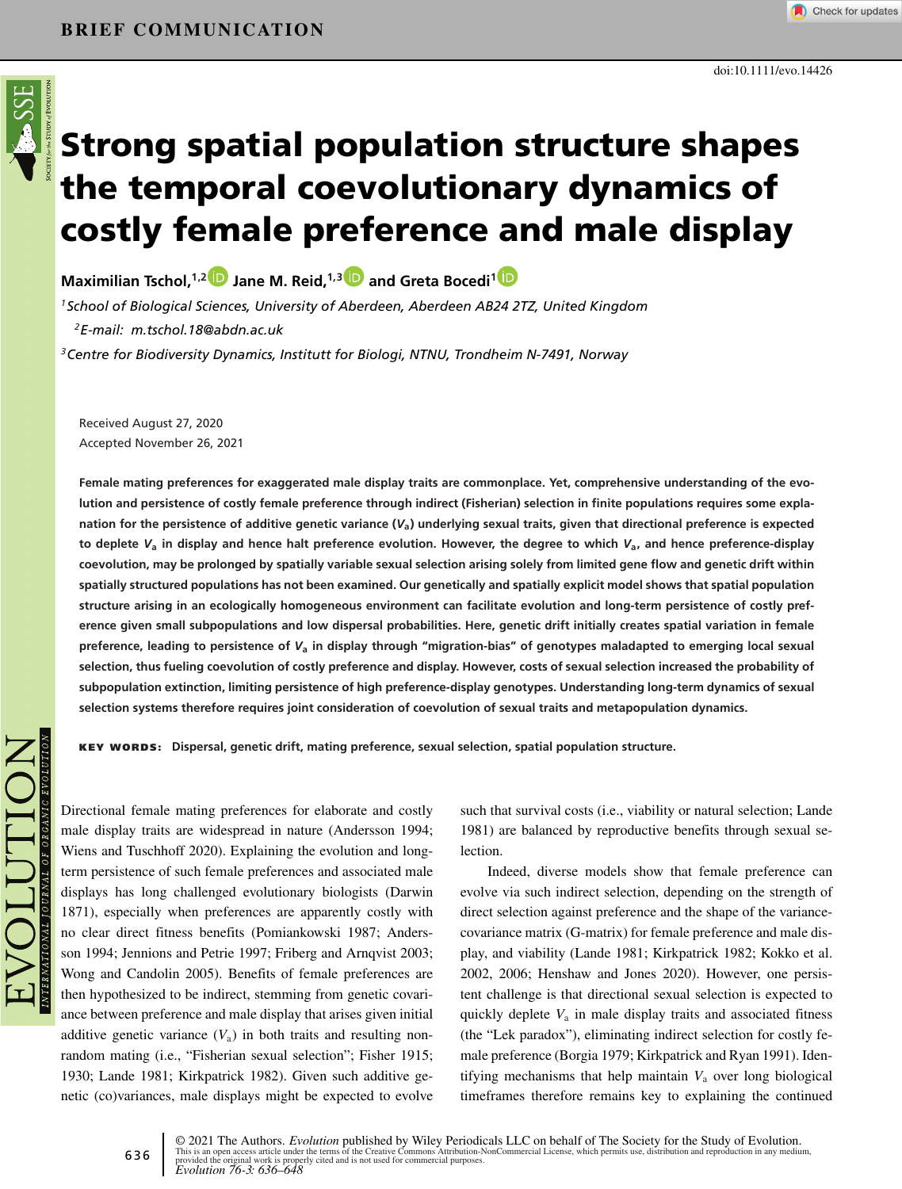BRIEF COMMUNICATION

doi:10.1111/evo.14426

# Strong spatial population structure shapes the temporal coevolutionary dynamics of costly female preference and male display

**Maximilian Tschol,[1,2] Jane M. Reid,[1,3] and Greta Bocedi[1]**

[1]School of Biological Sciences, University of Aberdeen, Aberdeen AB24 2TZ, United Kingdom

[2]E-mail: m.tschol.18@abdn.ac.uk

[3]Centre for Biodiversity Dynamics, Institutt for Biologi, NTNU, Trondheim N-7491, Norway

Received August 27, 2020
Accepted November 26, 2021

**Female mating preferences for exaggerated male display traits are commonplace. Yet, comprehensive understanding of the evolution and persistence of costly female preference through indirect (Fisherian) selection in finite populations requires some explanation for the persistence of additive genetic variance ($V_a$) underlying sexual traits, given that directional preference is expected to deplete $V_a$ in display and hence halt preference evolution. However, the degree to which $V_a$, and hence preference-display coevolution, may be prolonged by spatially variable sexual selection arising solely from limited gene flow and genetic drift within spatially structured populations has not been examined. Our genetically and spatially explicit model shows that spatial population structure arising in an ecologically homogeneous environment can facilitate evolution and long-term persistence of costly preference given small subpopulations and low dispersal probabilities. Here, genetic drift initially creates spatial variation in female preference, leading to persistence of $V_a$ in display through "migration-bias" of genotypes maladapted to emerging local sexual selection, thus fueling coevolution of costly preference and display. However, costs of sexual selection increased the probability of subpopulation extinction, limiting persistence of high preference-display genotypes. Understanding long-term dynamics of sexual selection systems therefore requires joint consideration of coevolution of sexual traits and metapopulation dynamics.**

**KEY WORDS:** Dispersal, genetic drift, mating preference, sexual selection, spatial population structure.

Directional female mating preferences for elaborate and costly male display traits are widespread in nature (Andersson 1994; Wiens and Tuschhoff 2020). Explaining the evolution and long-term persistence of such female preferences and associated male displays has long challenged evolutionary biologists (Darwin 1871), especially when preferences are apparently costly with no clear direct fitness benefits (Pomiankowski 1987; Andersson 1994; Jennions and Petrie 1997; Friberg and Arnqvist 2003; Wong and Candolin 2005). Benefits of female preferences are then hypothesized to be indirect, stemming from genetic covariance between preference and male display that arises given initial additive genetic variance ($V_a$) in both traits and resulting nonrandom mating (i.e., "Fisherian sexual selection"; Fisher 1915; 1930; Lande 1981; Kirkpatrick 1982). Given such additive genetic (co)variances, male displays might be expected to evolve such that survival costs (i.e., viability or natural selection; Lande 1981) are balanced by reproductive benefits through sexual selection.

Indeed, diverse models show that female preference can evolve via such indirect selection, depending on the strength of direct selection against preference and the shape of the variance-covariance matrix (G-matrix) for female preference and male display, and viability (Lande 1981; Kirkpatrick 1982; Kokko et al. 2002, 2006; Henshaw and Jones 2020). However, one persistent challenge is that directional sexual selection is expected to quickly deplete $V_a$ in male display traits and associated fitness (the "Lek paradox"), eliminating indirect selection for costly female preference (Borgia 1979; Kirkpatrick and Ryan 1991). Identifying mechanisms that help maintain $V_a$ over long biological timeframes therefore remains key to explaining the continued

© 2021 The Authors. *Evolution* published by Wiley Periodicals LLC on behalf of The Society for the Study of Evolution.
This is an open access article under the terms of the Creative Commons Attribution-NonCommercial License, which permits use, distribution and reproduction in any medium, provided the original work is properly cited and is not used for commercial purposes.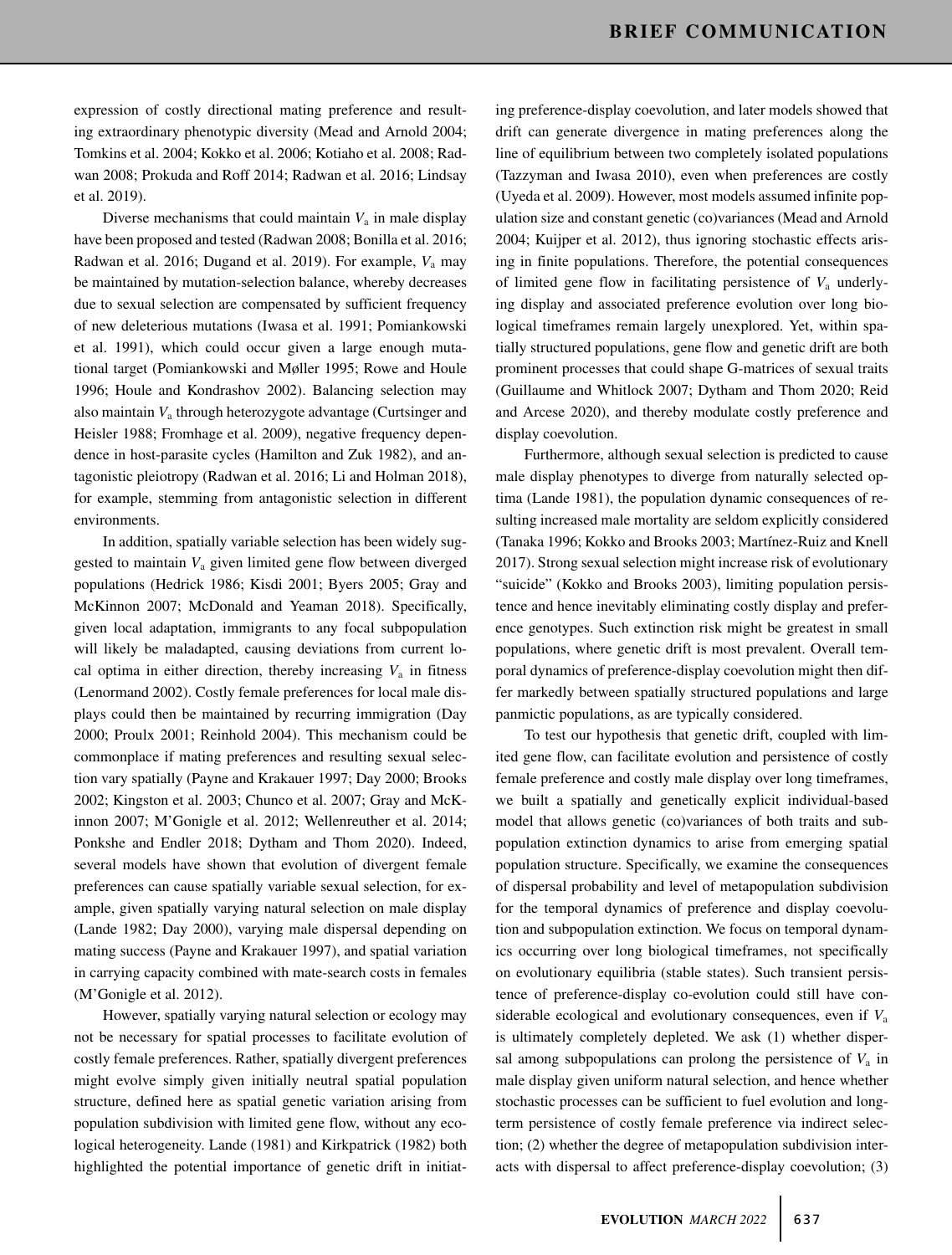expression of costly directional mating preference and resulting extraordinary phenotypic diversity (Mead and Arnold 2004; Tomkins et al. 2004; Kokko et al. 2006; Kotiaho et al. 2008; Radwan 2008; Prokuda and Roff 2014; Radwan et al. 2016; Lindsay et al. 2019).

Diverse mechanisms that could maintain $V_a$ in male display have been proposed and tested (Radwan 2008; Bonilla et al. 2016; Radwan et al. 2016; Dugand et al. 2019). For example, $V_a$ may be maintained by mutation-selection balance, whereby decreases due to sexual selection are compensated by sufficient frequency of new deleterious mutations (Iwasa et al. 1991; Pomiankowski et al. 1991), which could occur given a large enough mutational target (Pomiankowski and Møller 1995; Rowe and Houle 1996; Houle and Kondrashov 2002). Balancing selection may also maintain $V_a$ through heterozygote advantage (Curtsinger and Heisler 1988; Fromhage et al. 2009), negative frequency dependence in host-parasite cycles (Hamilton and Zuk 1982), and antagonistic pleiotropy (Radwan et al. 2016; Li and Holman 2018), for example, stemming from antagonistic selection in different environments.

In addition, spatially variable selection has been widely suggested to maintain $V_a$ given limited gene flow between diverged populations (Hedrick 1986; Kisdi 2001; Byers 2005; Gray and McKinnon 2007; McDonald and Yeaman 2018). Specifically, given local adaptation, immigrants to any focal subpopulation will likely be maladapted, causing deviations from current local optima in either direction, thereby increasing $V_a$ in fitness (Lenormand 2002). Costly female preferences for local male displays could then be maintained by recurring immigration (Day 2000; Proulx 2001; Reinhold 2004). This mechanism could be commonplace if mating preferences and resulting sexual selection vary spatially (Payne and Krakauer 1997; Day 2000; Brooks 2002; Kingston et al. 2003; Chunco et al. 2007; Gray and McKinnon 2007; M'Gonigle et al. 2012; Wellenreuther et al. 2014; Ponkshe and Endler 2018; Dytham and Thom 2020). Indeed, several models have shown that evolution of divergent female preferences can cause spatially variable sexual selection, for example, given spatially varying natural selection on male display (Lande 1982; Day 2000), varying male dispersal depending on mating success (Payne and Krakauer 1997), and spatial variation in carrying capacity combined with mate-search costs in females (M'Gonigle et al. 2012).

However, spatially varying natural selection or ecology may not be necessary for spatial processes to facilitate evolution of costly female preferences. Rather, spatially divergent preferences might evolve simply given initially neutral spatial population structure, defined here as spatial genetic variation arising from population subdivision with limited gene flow, without any ecological heterogeneity. Lande (1981) and Kirkpatrick (1982) both highlighted the potential importance of genetic drift in initiating preference-display coevolution, and later models showed that drift can generate divergence in mating preferences along the line of equilibrium between two completely isolated populations (Tazzyman and Iwasa 2010), even when preferences are costly (Uyeda et al. 2009). However, most models assumed infinite population size and constant genetic (co)variances (Mead and Arnold 2004; Kuijper et al. 2012), thus ignoring stochastic effects arising in finite populations. Therefore, the potential consequences of limited gene flow in facilitating persistence of $V_a$ underlying display and associated preference evolution over long biological timeframes remain largely unexplored. Yet, within spatially structured populations, gene flow and genetic drift are both prominent processes that could shape G-matrices of sexual traits (Guillaume and Whitlock 2007; Dytham and Thom 2020; Reid and Arcese 2020), and thereby modulate costly preference and display coevolution.

Furthermore, although sexual selection is predicted to cause male display phenotypes to diverge from naturally selected optima (Lande 1981), the population dynamic consequences of resulting increased male mortality are seldom explicitly considered (Tanaka 1996; Kokko and Brooks 2003; Martínez-Ruiz and Knell 2017). Strong sexual selection might increase risk of evolutionary "suicide" (Kokko and Brooks 2003), limiting population persistence and hence inevitably eliminating costly display and preference genotypes. Such extinction risk might be greatest in small populations, where genetic drift is most prevalent. Overall temporal dynamics of preference-display coevolution might then differ markedly between spatially structured populations and large panmictic populations, as are typically considered.

To test our hypothesis that genetic drift, coupled with limited gene flow, can facilitate evolution and persistence of costly female preference and costly male display over long timeframes, we built a spatially and genetically explicit individual-based model that allows genetic (co)variances of both traits and subpopulation extinction dynamics to arise from emerging spatial population structure. Specifically, we examine the consequences of dispersal probability and level of metapopulation subdivision for the temporal dynamics of preference and display coevolution and subpopulation extinction. We focus on temporal dynamics occurring over long biological timeframes, not specifically on evolutionary equilibria (stable states). Such transient persistence of preference-display co-evolution could still have considerable ecological and evolutionary consequences, even if $V_a$ is ultimately completely depleted. We ask (1) whether dispersal among subpopulations can prolong the persistence of $V_a$ in male display given uniform natural selection, and hence whether stochastic processes can be sufficient to fuel evolution and long-term persistence of costly female preference via indirect selection; (2) whether the degree of metapopulation subdivision interacts with dispersal to affect preference-display coevolution; (3)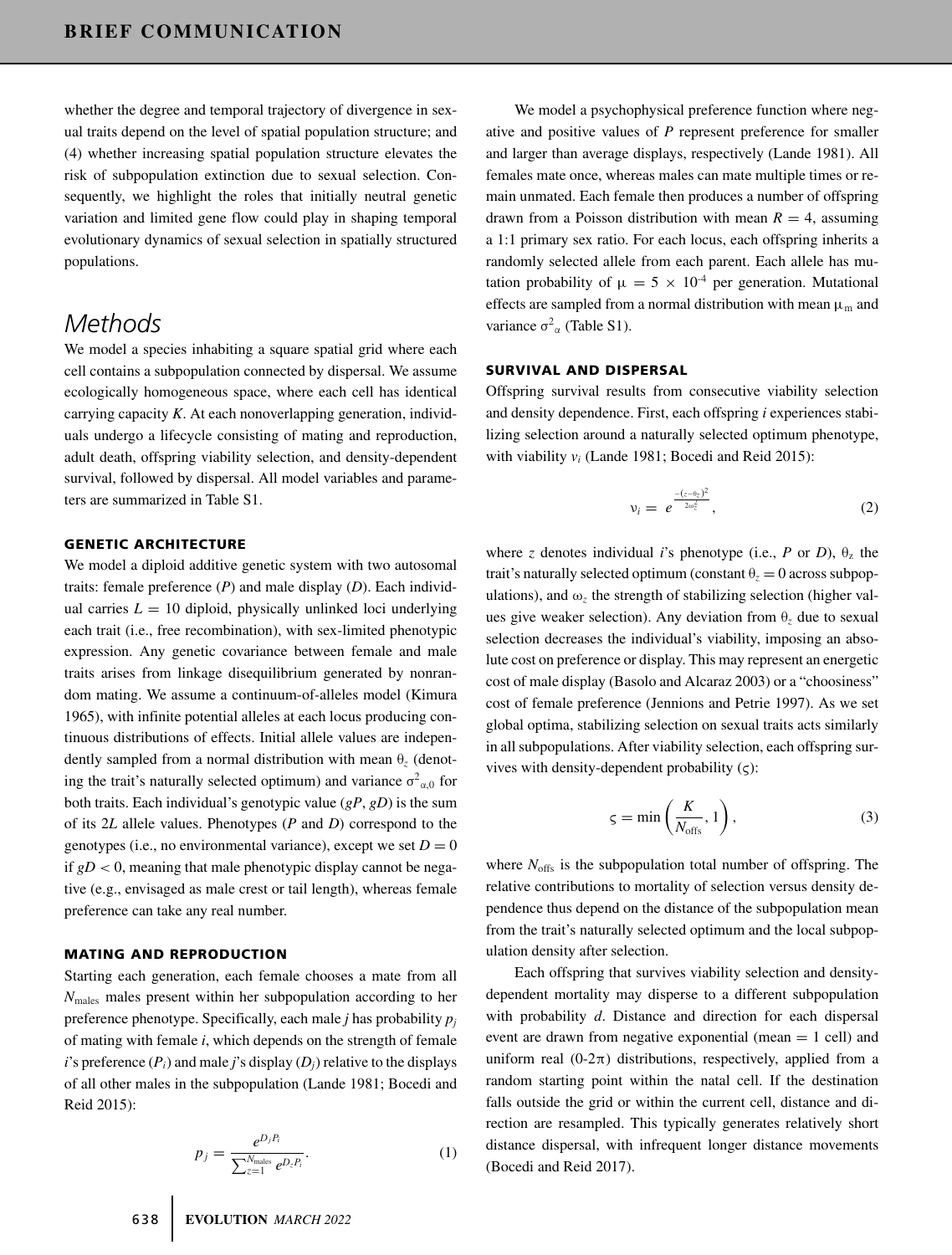whether the degree and temporal trajectory of divergence in sexual traits depend on the level of spatial population structure; and (4) whether increasing spatial population structure elevates the risk of subpopulation extinction due to sexual selection. Consequently, we highlight the roles that initially neutral genetic variation and limited gene flow could play in shaping temporal evolutionary dynamics of sexual selection in spatially structured populations.

## Methods

We model a species inhabiting a square spatial grid where each cell contains a subpopulation connected by dispersal. We assume ecologically homogeneous space, where each cell has identical carrying capacity $K$. At each nonoverlapping generation, individuals undergo a lifecycle consisting of mating and reproduction, adult death, offspring viability selection, and density-dependent survival, followed by dispersal. All model variables and parameters are summarized in Table S1.

### GENETIC ARCHITECTURE

We model a diploid additive genetic system with two autosomal traits: female preference ($P$) and male display ($D$). Each individual carries $L = 10$ diploid, physically unlinked loci underlying each trait (i.e., free recombination), with sex-limited phenotypic expression. Any genetic covariance between female and male traits arises from linkage disequilibrium generated by nonrandom mating. We assume a continuum-of-alleles model (Kimura 1965), with infinite potential alleles at each locus producing continuous distributions of effects. Initial allele values are independently sampled from a normal distribution with mean $\theta_z$ (denoting the trait's naturally selected optimum) and variance $\sigma^2_{\alpha,0}$ for both traits. Each individual's genotypic value ($gP$, $gD$) is the sum of its $2L$ allele values. Phenotypes ($P$ and $D$) correspond to the genotypes (i.e., no environmental variance), except we set $D = 0$ if $gD < 0$, meaning that male phenotypic display cannot be negative (e.g., envisaged as male crest or tail length), whereas female preference can take any real number.

### MATING AND REPRODUCTION

Starting each generation, each female chooses a mate from all $N_{\text{males}}$ males present within her subpopulation according to her preference phenotype. Specifically, each male $j$ has probability $p_j$ of mating with female $i$, which depends on the strength of female $i$'s preference ($P_i$) and male $j$'s display ($D_j$) relative to the displays of all other males in the subpopulation (Lande 1981; Bocedi and Reid 2015):

$$p_j = \frac{e^{D_j P_i}}{\sum_{z=1}^{N_{\text{males}}} e^{D_z P_i}}. \tag{1}$$

We model a psychophysical preference function where negative and positive values of $P$ represent preference for smaller and larger than average displays, respectively (Lande 1981). All females mate once, whereas males can mate multiple times or remain unmated. Each female then produces a number of offspring drawn from a Poisson distribution with mean $R = 4$, assuming a 1:1 primary sex ratio. For each locus, each offspring inherits a randomly selected allele from each parent. Each allele has mutation probability of $\mu = 5 \times 10^{-4}$ per generation. Mutational effects are sampled from a normal distribution with mean $\mu_{\text{m}}$ and variance $\sigma^2_{\alpha}$ (Table S1).

### SURVIVAL AND DISPERSAL

Offspring survival results from consecutive viability selection and density dependence. First, each offspring $i$ experiences stabilizing selection around a naturally selected optimum phenotype, with viability $v_i$ (Lande 1981; Bocedi and Reid 2015):

$$v_i = e^{\frac{-(z-\theta_z)^2}{2\omega_z^2}}, \tag{2}$$

where $z$ denotes individual $i$'s phenotype (i.e., $P$ or $D$), $\theta_z$ the trait's naturally selected optimum (constant $\theta_z = 0$ across subpopulations), and $\omega_z$ the strength of stabilizing selection (higher values give weaker selection). Any deviation from $\theta_z$ due to sexual selection decreases the individual's viability, imposing an absolute cost on preference or display. This may represent an energetic cost of male display (Basolo and Alcaraz 2003) or a "choosiness" cost of female preference (Jennions and Petrie 1997). As we set global optima, stabilizing selection on sexual traits acts similarly in all subpopulations. After viability selection, each offspring survives with density-dependent probability ($\varsigma$):

$$\varsigma = \min\left(\frac{K}{N_{\text{offs}}}, 1\right), \tag{3}$$

where $N_{\text{offs}}$ is the subpopulation total number of offspring. The relative contributions to mortality of selection versus density dependence thus depend on the distance of the subpopulation mean from the trait's naturally selected optimum and the local subpopulation density after selection.

Each offspring that survives viability selection and density-dependent mortality may disperse to a different subpopulation with probability $d$. Distance and direction for each dispersal event are drawn from negative exponential (mean = 1 cell) and uniform real ($0$-$2\pi$) distributions, respectively, applied from a random starting point within the natal cell. If the destination falls outside the grid or within the current cell, distance and direction are resampled. This typically generates relatively short distance dispersal, with infrequent longer distance movements (Bocedi and Reid 2017).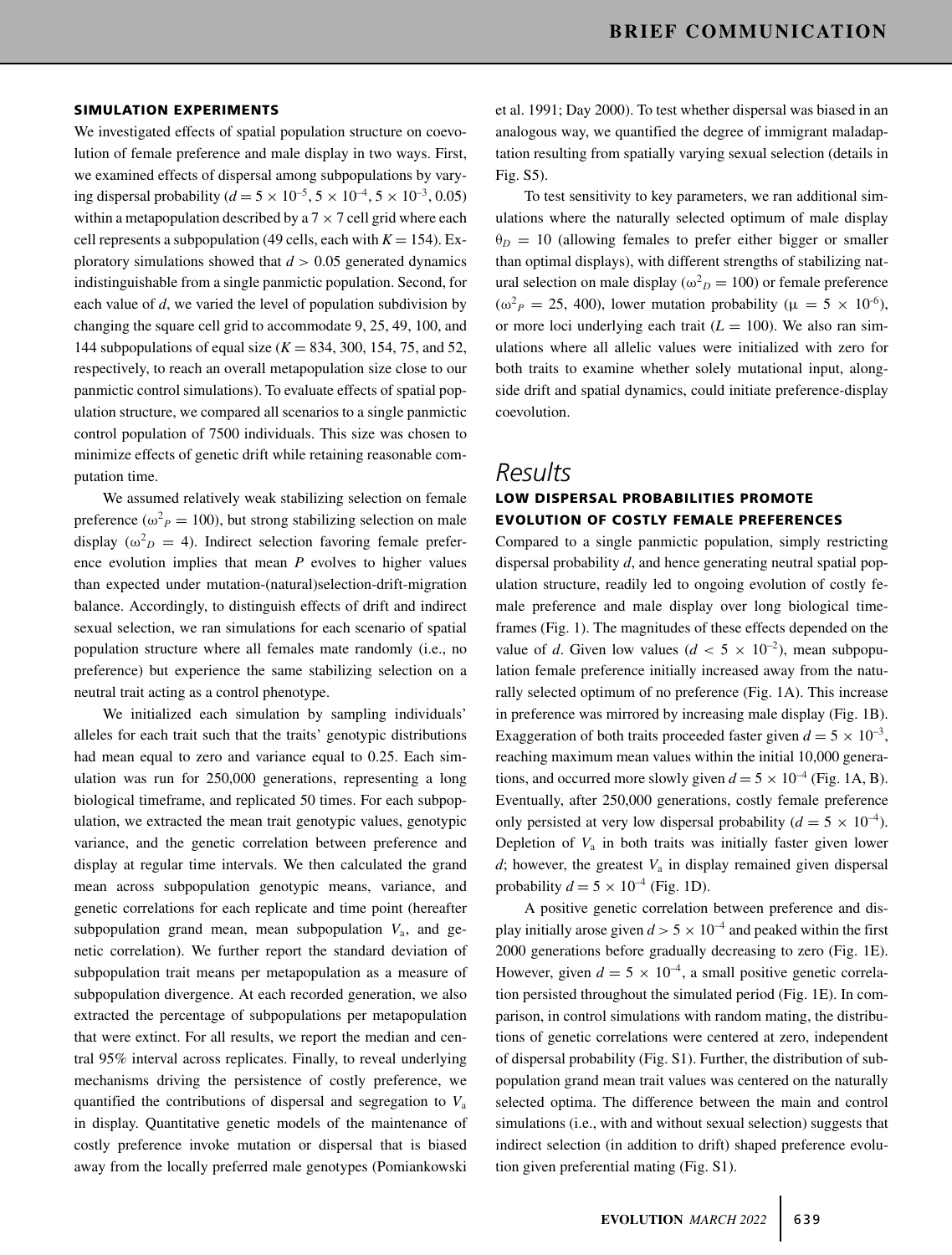### SIMULATION EXPERIMENTS

We investigated effects of spatial population structure on coevolution of female preference and male display in two ways. First, we examined effects of dispersal among subpopulations by varying dispersal probability ($d = 5 \times 10^{-5}$, $5 \times 10^{-4}$, $5 \times 10^{-3}$, 0.05) within a metapopulation described by a $7 \times 7$ cell grid where each cell represents a subpopulation (49 cells, each with $K = 154$). Exploratory simulations showed that $d > 0.05$ generated dynamics indistinguishable from a single panmictic population. Second, for each value of $d$, we varied the level of population subdivision by changing the square cell grid to accommodate 9, 25, 49, 100, and 144 subpopulations of equal size ($K = 834$, 300, 154, 75, and 52, respectively, to reach an overall metapopulation size close to our panmictic control simulations). To evaluate effects of spatial population structure, we compared all scenarios to a single panmictic control population of 7500 individuals. This size was chosen to minimize effects of genetic drift while retaining reasonable computation time.

We assumed relatively weak stabilizing selection on female preference ($\omega^2{}_P = 100$), but strong stabilizing selection on male display ($\omega^2{}_D = 4$). Indirect selection favoring female preference evolution implies that mean $P$ evolves to higher values than expected under mutation-(natural)selection-drift-migration balance. Accordingly, to distinguish effects of drift and indirect sexual selection, we ran simulations for each scenario of spatial population structure where all females mate randomly (i.e., no preference) but experience the same stabilizing selection on a neutral trait acting as a control phenotype.

We initialized each simulation by sampling individuals' alleles for each trait such that the traits' genotypic distributions had mean equal to zero and variance equal to 0.25. Each simulation was run for 250,000 generations, representing a long biological timeframe, and replicated 50 times. For each subpopulation, we extracted the mean trait genotypic values, genotypic variance, and the genetic correlation between preference and display at regular time intervals. We then calculated the grand mean across subpopulation genotypic means, variance, and genetic correlations for each replicate and time point (hereafter subpopulation grand mean, mean subpopulation $V_a$, and genetic correlation). We further report the standard deviation of subpopulation trait means per metapopulation as a measure of subpopulation divergence. At each recorded generation, we also extracted the percentage of subpopulations per metapopulation that were extinct. For all results, we report the median and central 95% interval across replicates. Finally, to reveal underlying mechanisms driving the persistence of costly preference, we quantified the contributions of dispersal and segregation to $V_a$ in display. Quantitative genetic models of the maintenance of costly preference invoke mutation or dispersal that is biased away from the locally preferred male genotypes (Pomiankowski et al. 1991; Day 2000). To test whether dispersal was biased in an analogous way, we quantified the degree of immigrant maladaptation resulting from spatially varying sexual selection (details in Fig. S5).

To test sensitivity to key parameters, we ran additional simulations where the naturally selected optimum of male display $\theta_D = 10$ (allowing females to prefer either bigger or smaller than optimal displays), with different strengths of stabilizing natural selection on male display ($\omega^2{}_D = 100$) or female preference ($\omega^2{}_P = 25$, 400), lower mutation probability ($\mu = 5 \times 10^{-6}$), or more loci underlying each trait ($L = 100$). We also ran simulations where all allelic values were initialized with zero for both traits to examine whether solely mutational input, alongside drift and spatial dynamics, could initiate preference-display coevolution.

## *Results*

### LOW DISPERSAL PROBABILITIES PROMOTE EVOLUTION OF COSTLY FEMALE PREFERENCES

Compared to a single panmictic population, simply restricting dispersal probability $d$, and hence generating neutral spatial population structure, readily led to ongoing evolution of costly female preference and male display over long biological timeframes (Fig. 1). The magnitudes of these effects depended on the value of $d$. Given low values ($d < 5 \times 10^{-2}$), mean subpopulation female preference initially increased away from the naturally selected optimum of no preference (Fig. 1A). This increase in preference was mirrored by increasing male display (Fig. 1B). Exaggeration of both traits proceeded faster given $d = 5 \times 10^{-3}$, reaching maximum mean values within the initial 10,000 generations, and occurred more slowly given $d = 5 \times 10^{-4}$ (Fig. 1A, B). Eventually, after 250,000 generations, costly female preference only persisted at very low dispersal probability ($d = 5 \times 10^{-4}$). Depletion of $V_a$ in both traits was initially faster given lower $d$; however, the greatest $V_a$ in display remained given dispersal probability $d = 5 \times 10^{-4}$ (Fig. 1D).

A positive genetic correlation between preference and display initially arose given $d > 5 \times 10^{-4}$ and peaked within the first 2000 generations before gradually decreasing to zero (Fig. 1E). However, given $d = 5 \times 10^{-4}$, a small positive genetic correlation persisted throughout the simulated period (Fig. 1E). In comparison, in control simulations with random mating, the distributions of genetic correlations were centered at zero, independent of dispersal probability (Fig. S1). Further, the distribution of subpopulation grand mean trait values was centered on the naturally selected optima. The difference between the main and control simulations (i.e., with and without sexual selection) suggests that indirect selection (in addition to drift) shaped preference evolution given preferential mating (Fig. S1).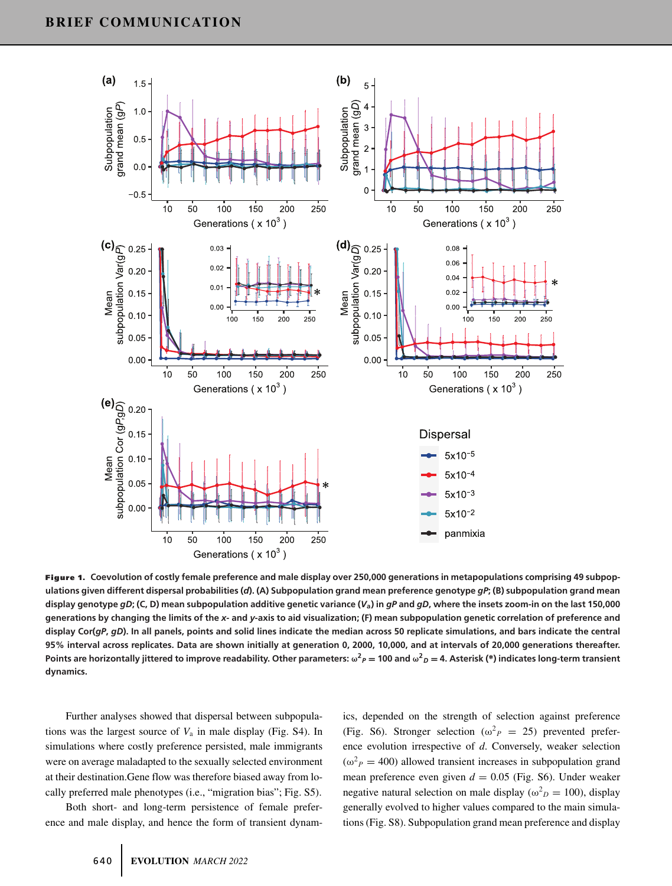**Figure 1.** Coevolution of costly female preference and male display over 250,000 generations in metapopulations comprising 49 subpopulations given different dispersal probabilities (*d*). (A) Subpopulation grand mean preference genotype *gP*; (B) subpopulation grand mean display genotype *gD*; (C, D) mean subpopulation additive genetic variance ($V_a$) in *gP* and *gD*, where the insets zoom-in on the last 150,000 generations by changing the limits of the *x*- and *y*-axis to aid visualization; (F) mean subpopulation genetic correlation of preference and display Cor(*gP*, *gD*). In all panels, points and solid lines indicate the median across 50 replicate simulations, and bars indicate the central 95% interval across replicates. Data are shown initially at generation 0, 2000, 10,000, and at intervals of 20,000 generations thereafter. Points are horizontally jittered to improve readability. Other parameters: $\omega^2_P = 100$ and $\omega^2_D = 4$. Asterisk (*) indicates long-term transient dynamics.

Further analyses showed that dispersal between subpopulations was the largest source of $V_a$ in male display (Fig. S4). In simulations where costly preference persisted, male immigrants were on average maladapted to the sexually selected environment at their destination. Gene flow was therefore biased away from locally preferred male phenotypes (i.e., "migration bias"; Fig. S5).

Both short- and long-term persistence of female preference and male display, and hence the form of transient dynamics, depended on the strength of selection against preference (Fig. S6). Stronger selection ($\omega^2_P = 25$) prevented preference evolution irrespective of *d*. Conversely, weaker selection ($\omega^2_P = 400$) allowed transient increases in subpopulation grand mean preference even given $d = 0.05$ (Fig. S6). Under weaker negative natural selection on male display ($\omega^2_D = 100$), display generally evolved to higher values compared to the main simulations (Fig. S8). Subpopulation grand mean preference and display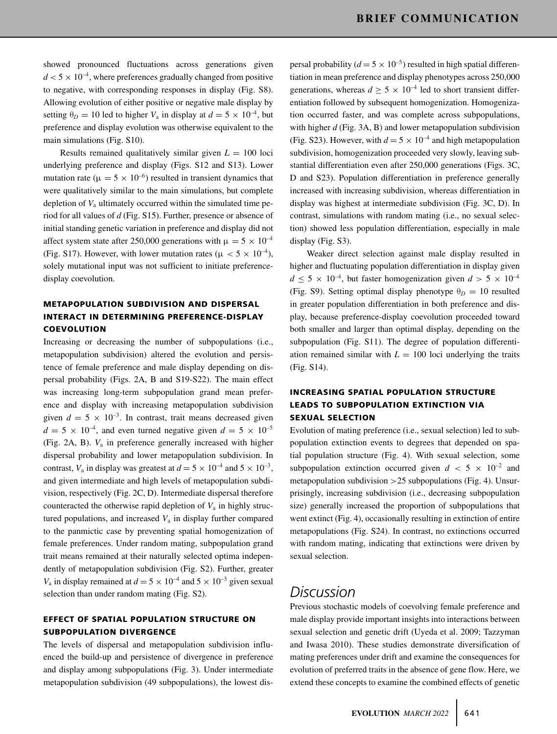showed pronounced fluctuations across generations given $d < 5 \times 10^{-4}$, where preferences gradually changed from positive to negative, with corresponding responses in display (Fig. S8). Allowing evolution of either positive or negative male display by setting $\theta_D = 10$ led to higher $V_a$ in display at $d = 5 \times 10^{-4}$, but preference and display evolution was otherwise equivalent to the main simulations (Fig. S10).

Results remained qualitatively similar given $L = 100$ loci underlying preference and display (Figs. S12 and S13). Lower mutation rate ($\mu = 5 \times 10^{-6}$) resulted in transient dynamics that were qualitatively similar to the main simulations, but complete depletion of $V_a$ ultimately occurred within the simulated time period for all values of $d$ (Fig. S15). Further, presence or absence of initial standing genetic variation in preference and display did not affect system state after 250,000 generations with $\mu = 5 \times 10^{-4}$ (Fig. S17). However, with lower mutation rates ($\mu < 5 \times 10^{-4}$), solely mutational input was not sufficient to initiate preference-display coevolution.

### METAPOPULATION SUBDIVISION AND DISPERSAL INTERACT IN DETERMINING PREFERENCE-DISPLAY COEVOLUTION

Increasing or decreasing the number of subpopulations (i.e., metapopulation subdivision) altered the evolution and persistence of female preference and male display depending on dispersal probability (Figs. 2A, B and S19-S22). The main effect was increasing long-term subpopulation grand mean preference and display with increasing metapopulation subdivision given $d = 5 \times 10^{-3}$. In contrast, trait means decreased given $d = 5 \times 10^{-4}$, and even turned negative given $d = 5 \times 10^{-5}$ (Fig. 2A, B). $V_a$ in preference generally increased with higher dispersal probability and lower metapopulation subdivision. In contrast, $V_a$ in display was greatest at $d = 5 \times 10^{-4}$ and $5 \times 10^{-3}$, and given intermediate and high levels of metapopulation subdivision, respectively (Fig. 2C, D). Intermediate dispersal therefore counteracted the otherwise rapid depletion of $V_a$ in highly structured populations, and increased $V_a$ in display further compared to the panmictic case by preventing spatial homogenization of female preferences. Under random mating, subpopulation grand trait means remained at their naturally selected optima independently of metapopulation subdivision (Fig. S2). Further, greater $V_a$ in display remained at $d = 5 \times 10^{-4}$ and $5 \times 10^{-3}$ given sexual selection than under random mating (Fig. S2).

### EFFECT OF SPATIAL POPULATION STRUCTURE ON SUBPOPULATION DIVERGENCE

The levels of dispersal and metapopulation subdivision influenced the build-up and persistence of divergence in preference and display among subpopulations (Fig. 3). Under intermediate metapopulation subdivision (49 subpopulations), the lowest dispersal probability ($d = 5 \times 10^{-5}$) resulted in high spatial differentiation in mean preference and display phenotypes across 250,000 generations, whereas $d \geq 5 \times 10^{-4}$ led to short transient differentiation followed by subsequent homogenization. Homogenization occurred faster, and was complete across subpopulations, with higher $d$ (Fig. 3A, B) and lower metapopulation subdivision (Fig. S23). However, with $d = 5 \times 10^{-4}$ and high metapopulation subdivision, homogenization proceeded very slowly, leaving substantial differentiation even after 250,000 generations (Figs. 3C, D and S23). Population differentiation in preference generally increased with increasing subdivision, whereas differentiation in display was highest at intermediate subdivision (Fig. 3C, D). In contrast, simulations with random mating (i.e., no sexual selection) showed less population differentiation, especially in male display (Fig. S3).

Weaker direct selection against male display resulted in higher and fluctuating population differentiation in display given $d \leq 5 \times 10^{-4}$, but faster homogenization given $d > 5 \times 10^{-4}$ (Fig. S9). Setting optimal display phenotype $\theta_D = 10$ resulted in greater population differentiation in both preference and display, because preference-display coevolution proceeded toward both smaller and larger than optimal display, depending on the subpopulation (Fig. S11). The degree of population differentiation remained similar with $L = 100$ loci underlying the traits (Fig. S14).

### INCREASING SPATIAL POPULATION STRUCTURE LEADS TO SUBPOPULATION EXTINCTION VIA SEXUAL SELECTION

Evolution of mating preference (i.e., sexual selection) led to subpopulation extinction events to degrees that depended on spatial population structure (Fig. 4). With sexual selection, some subpopulation extinction occurred given $d < 5 \times 10^{-2}$ and metapopulation subdivision >25 subpopulations (Fig. 4). Unsurprisingly, increasing subdivision (i.e., decreasing subpopulation size) generally increased the proportion of subpopulations that went extinct (Fig. 4), occasionally resulting in extinction of entire metapopulations (Fig. S24). In contrast, no extinctions occurred with random mating, indicating that extinctions were driven by sexual selection.

## Discussion

Previous stochastic models of coevolving female preference and male display provide important insights into interactions between sexual selection and genetic drift (Uyeda et al. 2009; Tazzyman and Iwasa 2010). These studies demonstrate diversification of mating preferences under drift and examine the consequences for evolution of preferred traits in the absence of gene flow. Here, we extend these concepts to examine the combined effects of genetic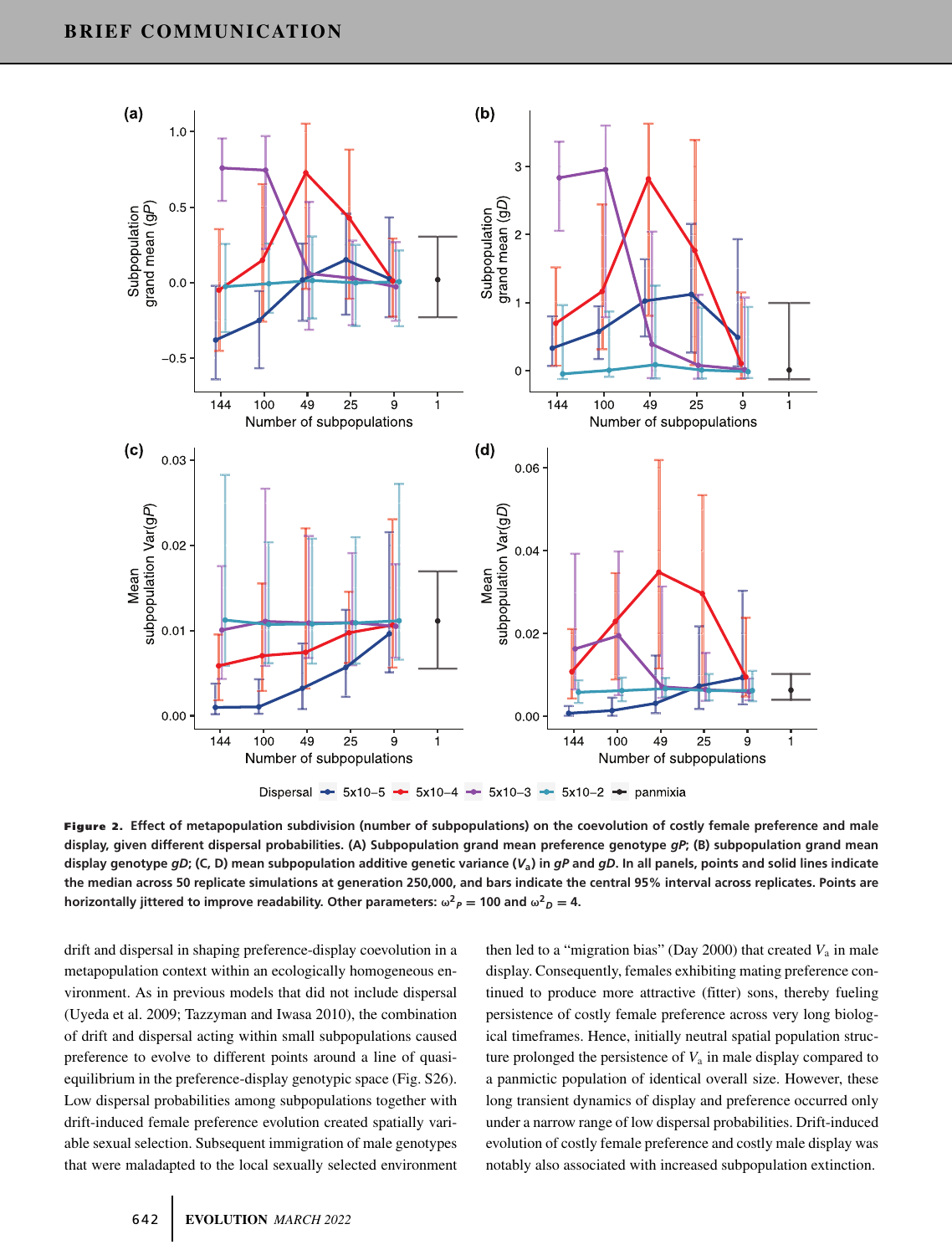**Figure 2.** Effect of metapopulation subdivision (number of subpopulations) on the coevolution of costly female preference and male display, given different dispersal probabilities. (A) Subpopulation grand mean preference genotype *gP*; (B) subpopulation grand mean display genotype *gD*; (C, D) mean subpopulation additive genetic variance ($V_a$) in *gP* and *gD*. In all panels, points and solid lines indicate the median across 50 replicate simulations at generation 250,000, and bars indicate the central 95% interval across replicates. Points are horizontally jittered to improve readability. Other parameters: $\omega^2_P = 100$ and $\omega^2_D = 4$.

drift and dispersal in shaping preference-display coevolution in a metapopulation context within an ecologically homogeneous environment. As in previous models that did not include dispersal (Uyeda et al. 2009; Tazzyman and Iwasa 2010), the combination of drift and dispersal acting within small subpopulations caused preference to evolve to different points around a line of quasi-equilibrium in the preference-display genotypic space (Fig. S26). Low dispersal probabilities among subpopulations together with drift-induced female preference evolution created spatially variable sexual selection. Subsequent immigration of male genotypes that were maladapted to the local sexually selected environment then led to a "migration bias" (Day 2000) that created $V_a$ in male display. Consequently, females exhibiting mating preference continued to produce more attractive (fitter) sons, thereby fueling persistence of costly female preference across very long biological timeframes. Hence, initially neutral spatial population structure prolonged the persistence of $V_a$ in male display compared to a panmictic population of identical overall size. However, these long transient dynamics of display and preference occurred only under a narrow range of low dispersal probabilities. Drift-induced evolution of costly female preference and costly male display was notably also associated with increased subpopulation extinction.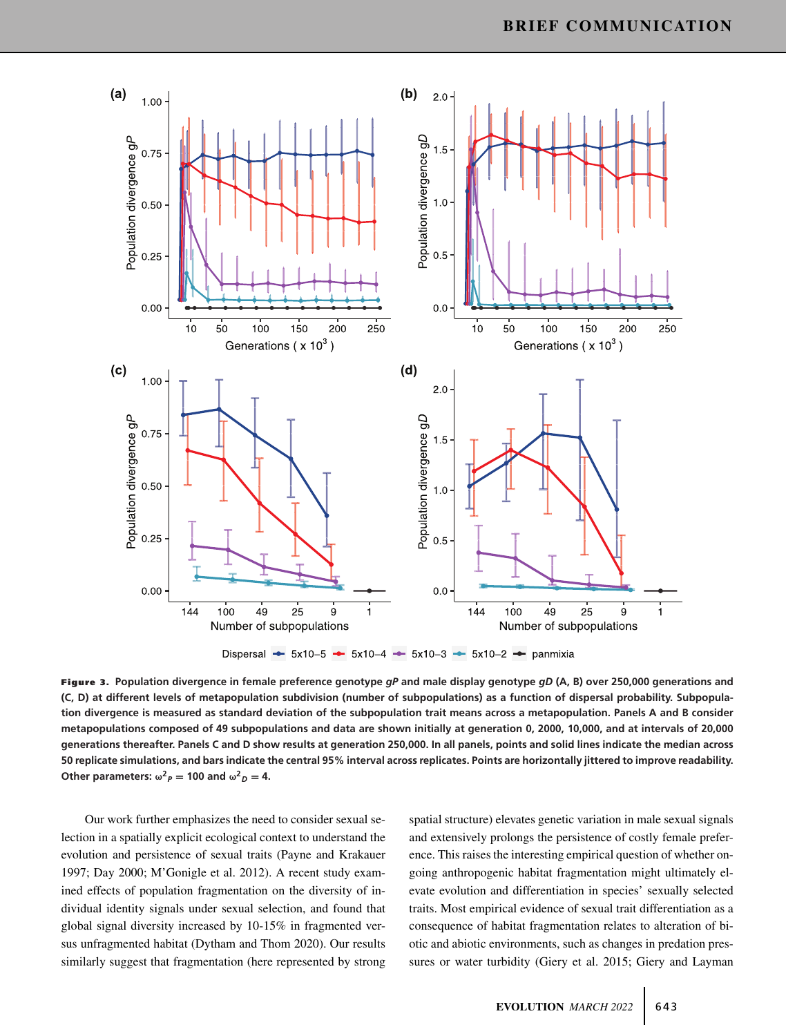**Figure 3.** Population divergence in female preference genotype $gP$ and male display genotype $gD$ (A, B) over 250,000 generations and (C, D) at different levels of metapopulation subdivision (number of subpopulations) as a function of dispersal probability. Subpopulation divergence is measured as standard deviation of the subpopulation trait means across a metapopulation. Panels A and B consider metapopulations composed of 49 subpopulations and data are shown initially at generation 0, 2000, 10,000, and at intervals of 20,000 generations thereafter. Panels C and D show results at generation 250,000. In all panels, points and solid lines indicate the median across 50 replicate simulations, and bars indicate the central 95% interval across replicates. Points are horizontally jittered to improve readability. Other parameters: $\omega^2_P = 100$ and $\omega^2_D = 4$.

Our work further emphasizes the need to consider sexual selection in a spatially explicit ecological context to understand the evolution and persistence of sexual traits (Payne and Krakauer 1997; Day 2000; M'Gonigle et al. 2012). A recent study examined effects of population fragmentation on the diversity of individual identity signals under sexual selection, and found that global signal diversity increased by 10-15% in fragmented versus unfragmented habitat (Dytham and Thom 2020). Our results similarly suggest that fragmentation (here represented by strong spatial structure) elevates genetic variation in male sexual signals and extensively prolongs the persistence of costly female preference. This raises the interesting empirical question of whether ongoing anthropogenic habitat fragmentation might ultimately elevate evolution and differentiation in species' sexually selected traits. Most empirical evidence of sexual trait differentiation as a consequence of habitat fragmentation relates to alteration of biotic and abiotic environments, such as changes in predation pressures or water turbidity (Giery et al. 2015; Giery and Layman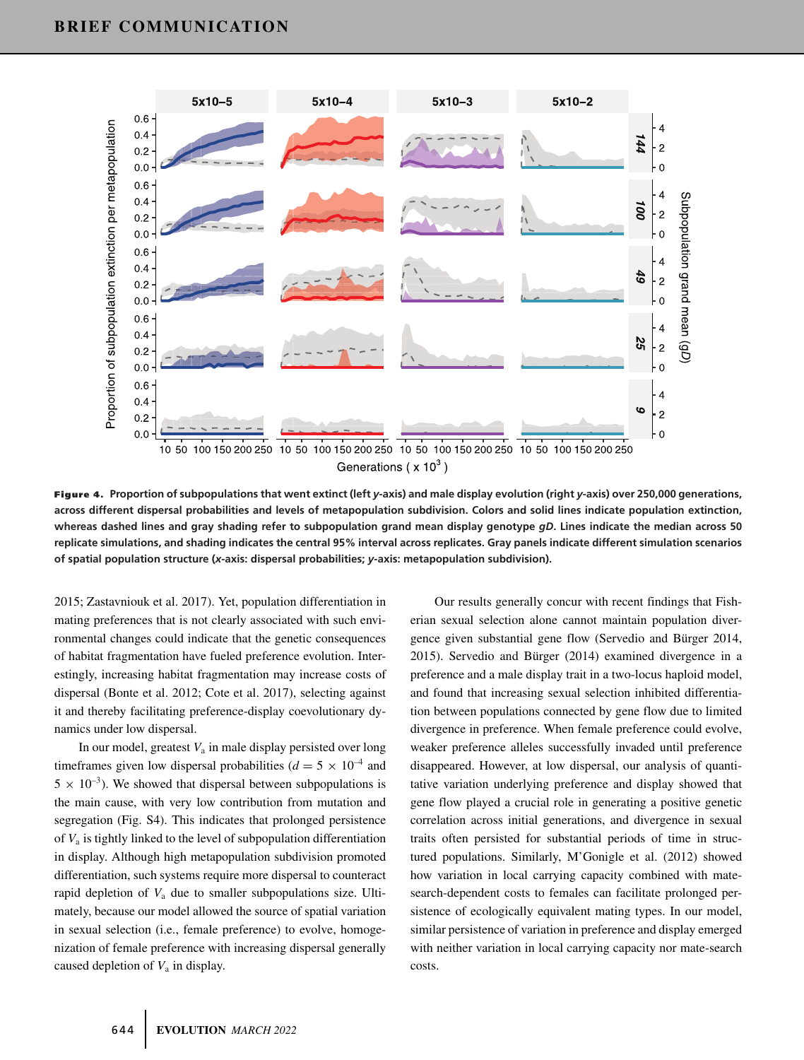**Figure 4.** **Proportion of subpopulations that went extinct (left *y*-axis) and male display evolution (right *y*-axis) over 250,000 generations, across different dispersal probabilities and levels of metapopulation subdivision. Colors and solid lines indicate population extinction, whereas dashed lines and gray shading refer to subpopulation grand mean display genotype *gD*. Lines indicate the median across 50 replicate simulations, and shading indicates the central 95% interval across replicates. Gray panels indicate different simulation scenarios of spatial population structure (*x*-axis: dispersal probabilities; *y*-axis: metapopulation subdivision).**

2015; Zastavniouk et al. 2017). Yet, population differentiation in mating preferences that is not clearly associated with such environmental changes could indicate that the genetic consequences of habitat fragmentation have fueled preference evolution. Interestingly, increasing habitat fragmentation may increase costs of dispersal (Bonte et al. 2012; Cote et al. 2017), selecting against it and thereby facilitating preference-display coevolutionary dynamics under low dispersal.

In our model, greatest $V_a$ in male display persisted over long timeframes given low dispersal probabilities ($d = 5 \times 10^{-4}$ and $5 \times 10^{-3}$). We showed that dispersal between subpopulations is the main cause, with very low contribution from mutation and segregation (Fig. S4). This indicates that prolonged persistence of $V_a$ is tightly linked to the level of subpopulation differentiation in display. Although high metapopulation subdivision promoted differentiation, such systems require more dispersal to counteract rapid depletion of $V_a$ due to smaller subpopulations size. Ultimately, because our model allowed the source of spatial variation in sexual selection (i.e., female preference) to evolve, homogenization of female preference with increasing dispersal generally caused depletion of $V_a$ in display.

Our results generally concur with recent findings that Fisherian sexual selection alone cannot maintain population divergence given substantial gene flow (Servedio and Bürger 2014, 2015). Servedio and Bürger (2014) examined divergence in a preference and a male display trait in a two-locus haploid model, and found that increasing sexual selection inhibited differentiation between populations connected by gene flow due to limited divergence in preference. When female preference could evolve, weaker preference alleles successfully invaded until preference disappeared. However, at low dispersal, our analysis of quantitative variation underlying preference and display showed that gene flow played a crucial role in generating a positive genetic correlation across initial generations, and divergence in sexual traits often persisted for substantial periods of time in structured populations. Similarly, M'Gonigle et al. (2012) showed how variation in local carrying capacity combined with mate-search-dependent costs to females can facilitate prolonged persistence of ecologically equivalent mating types. In our model, similar persistence of variation in preference and display emerged with neither variation in local carrying capacity nor mate-search costs.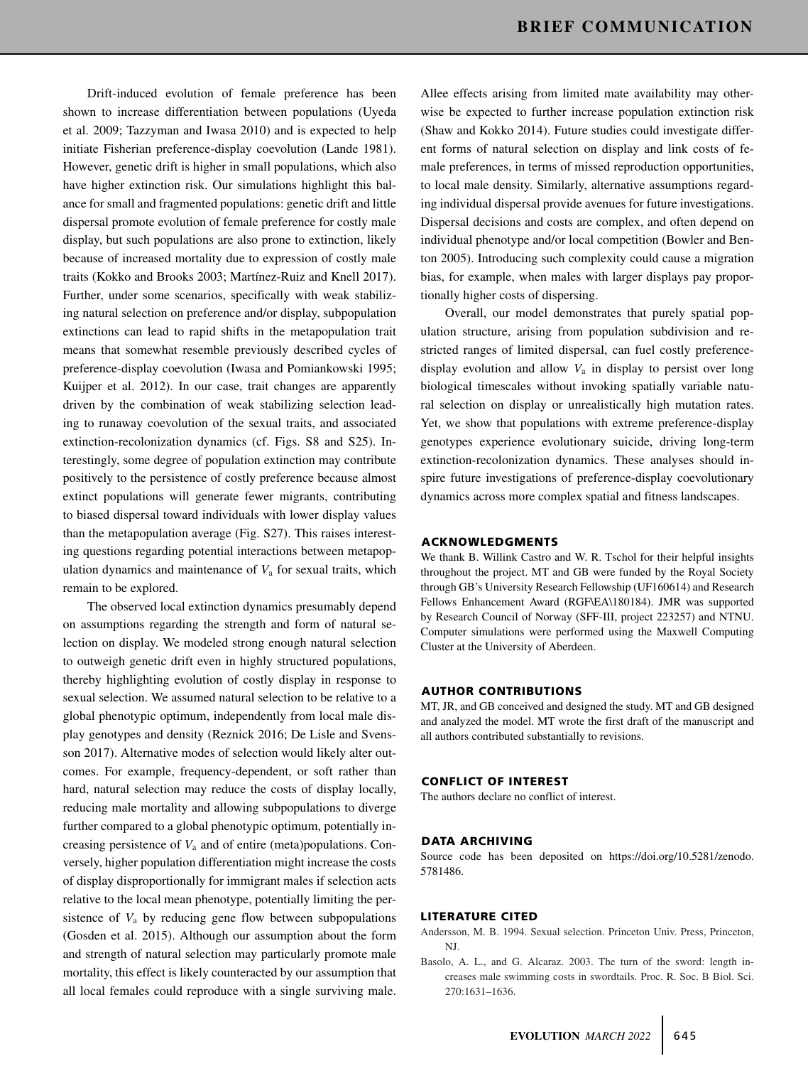Drift-induced evolution of female preference has been shown to increase differentiation between populations (Uyeda et al. 2009; Tazzyman and Iwasa 2010) and is expected to help initiate Fisherian preference-display coevolution (Lande 1981). However, genetic drift is higher in small populations, which also have higher extinction risk. Our simulations highlight this balance for small and fragmented populations: genetic drift and little dispersal promote evolution of female preference for costly male display, but such populations are also prone to extinction, likely because of increased mortality due to expression of costly male traits (Kokko and Brooks 2003; Martínez-Ruiz and Knell 2017). Further, under some scenarios, specifically with weak stabilizing natural selection on preference and/or display, subpopulation extinctions can lead to rapid shifts in the metapopulation trait means that somewhat resemble previously described cycles of preference-display coevolution (Iwasa and Pomiankowski 1995; Kuijper et al. 2012). In our case, trait changes are apparently driven by the combination of weak stabilizing selection leading to runaway coevolution of the sexual traits, and associated extinction-recolonization dynamics (cf. Figs. S8 and S25). Interestingly, some degree of population extinction may contribute positively to the persistence of costly preference because almost extinct populations will generate fewer migrants, contributing to biased dispersal toward individuals with lower display values than the metapopulation average (Fig. S27). This raises interesting questions regarding potential interactions between metapopulation dynamics and maintenance of $V_a$ for sexual traits, which remain to be explored.

The observed local extinction dynamics presumably depend on assumptions regarding the strength and form of natural selection on display. We modeled strong enough natural selection to outweigh genetic drift even in highly structured populations, thereby highlighting evolution of costly display in response to sexual selection. We assumed natural selection to be relative to a global phenotypic optimum, independently from local male display genotypes and density (Reznick 2016; De Lisle and Svensson 2017). Alternative modes of selection would likely alter outcomes. For example, frequency-dependent, or soft rather than hard, natural selection may reduce the costs of display locally, reducing male mortality and allowing subpopulations to diverge further compared to a global phenotypic optimum, potentially increasing persistence of $V_a$ and of entire (meta)populations. Conversely, higher population differentiation might increase the costs of display disproportionally for immigrant males if selection acts relative to the local mean phenotype, potentially limiting the persistence of $V_a$ by reducing gene flow between subpopulations (Gosden et al. 2015). Although our assumption about the form and strength of natural selection may particularly promote male mortality, this effect is likely counteracted by our assumption that all local females could reproduce with a single surviving male. Allee effects arising from limited mate availability may otherwise be expected to further increase population extinction risk (Shaw and Kokko 2014). Future studies could investigate different forms of natural selection on display and link costs of female preferences, in terms of missed reproduction opportunities, to local male density. Similarly, alternative assumptions regarding individual dispersal provide avenues for future investigations. Dispersal decisions and costs are complex, and often depend on individual phenotype and/or local competition (Bowler and Benton 2005). Introducing such complexity could cause a migration bias, for example, when males with larger displays pay proportionally higher costs of dispersing.

Overall, our model demonstrates that purely spatial population structure, arising from population subdivision and restricted ranges of limited dispersal, can fuel costly preference-display evolution and allow $V_a$ in display to persist over long biological timescales without invoking spatially variable natural selection on display or unrealistically high mutation rates. Yet, we show that populations with extreme preference-display genotypes experience evolutionary suicide, driving long-term extinction-recolonization dynamics. These analyses should inspire future investigations of preference-display coevolutionary dynamics across more complex spatial and fitness landscapes.

## ACKNOWLEDGMENTS

We thank B. Willink Castro and W. R. Tschol for their helpful insights throughout the project. MT and GB were funded by the Royal Society through GB's University Research Fellowship (UF160614) and Research Fellows Enhancement Award (RGF\EA\180184). JMR was supported by Research Council of Norway (SFF-III, project 223257) and NTNU. Computer simulations were performed using the Maxwell Computing Cluster at the University of Aberdeen.

## AUTHOR CONTRIBUTIONS

MT, JR, and GB conceived and designed the study. MT and GB designed and analyzed the model. MT wrote the first draft of the manuscript and all authors contributed substantially to revisions.

## CONFLICT OF INTEREST

The authors declare no conflict of interest.

## DATA ARCHIVING

Source code has been deposited on https://doi.org/10.5281/zenodo.5781486.

## LITERATURE CITED

Andersson, M. B. 1994. Sexual selection. Princeton Univ. Press, Princeton, NJ.

Basolo, A. L., and G. Alcaraz. 2003. The turn of the sword: length increases male swimming costs in swordtails. Proc. R. Soc. B Biol. Sci. 270:1631–1636.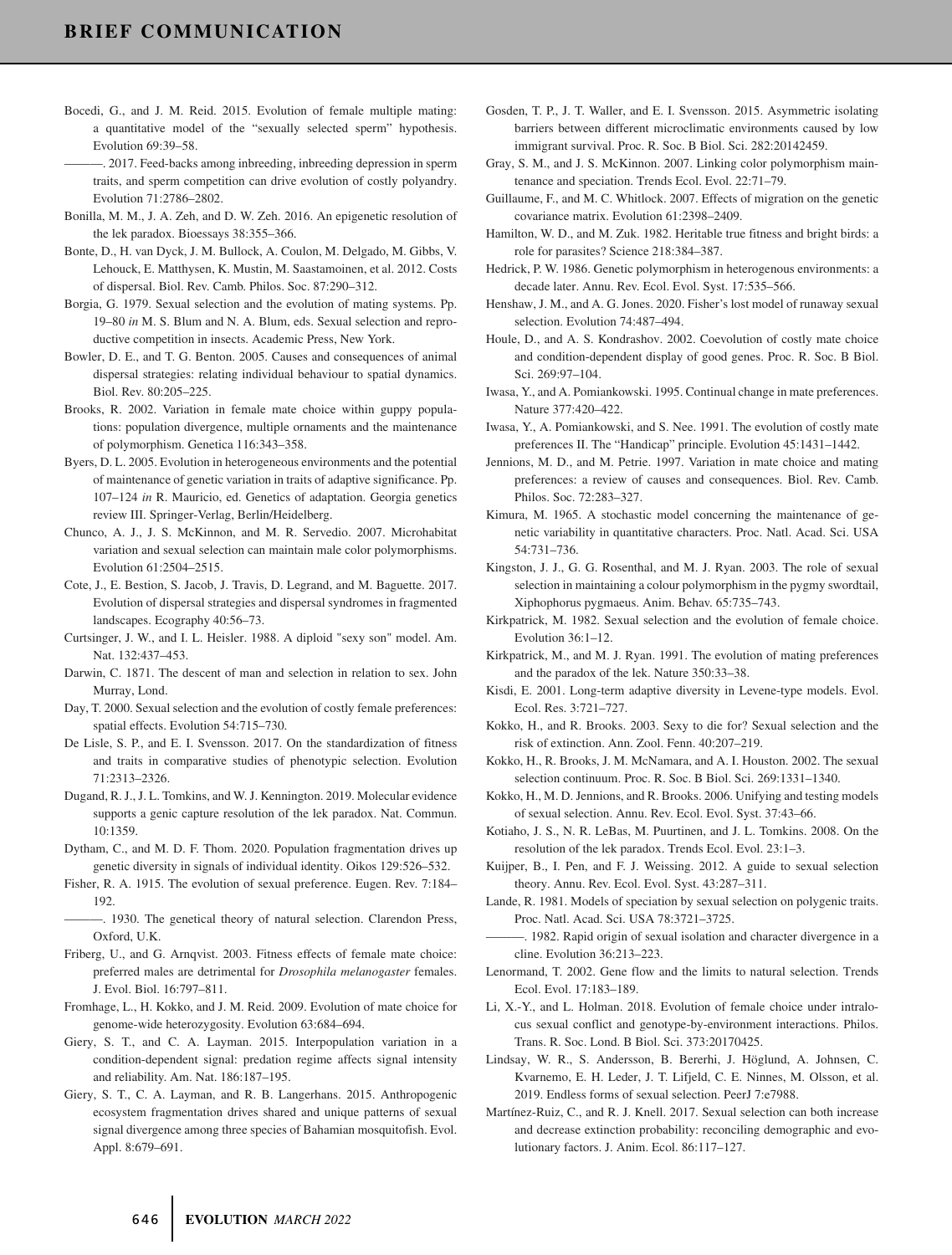Bocedi, G., and J. M. Reid. 2015. Evolution of female multiple mating: a quantitative model of the "sexually selected sperm" hypothesis. Evolution 69:39–58.

———. 2017. Feed-backs among inbreeding, inbreeding depression in sperm traits, and sperm competition can drive evolution of costly polyandry. Evolution 71:2786–2802.

Bonilla, M. M., J. A. Zeh, and D. W. Zeh. 2016. An epigenetic resolution of the lek paradox. Bioessays 38:355–366.

Bonte, D., H. van Dyck, J. M. Bullock, A. Coulon, M. Delgado, M. Gibbs, V. Lehouck, E. Matthysen, K. Mustin, M. Saastamoinen, et al. 2012. Costs of dispersal. Biol. Rev. Camb. Philos. Soc. 87:290–312.

Borgia, G. 1979. Sexual selection and the evolution of mating systems. Pp. 19–80 *in* M. S. Blum and N. A. Blum, eds. Sexual selection and reproductive competition in insects. Academic Press, New York.

Bowler, D. E., and T. G. Benton. 2005. Causes and consequences of animal dispersal strategies: relating individual behaviour to spatial dynamics. Biol. Rev. 80:205–225.

Brooks, R. 2002. Variation in female mate choice within guppy populations: population divergence, multiple ornaments and the maintenance of polymorphism. Genetica 116:343–358.

Byers, D. L. 2005. Evolution in heterogeneous environments and the potential of maintenance of genetic variation in traits of adaptive significance. Pp. 107–124 *in* R. Mauricio, ed. Genetics of adaptation. Georgia genetics review III. Springer-Verlag, Berlin/Heidelberg.

Chunco, A. J., J. S. McKinnon, and M. R. Servedio. 2007. Microhabitat variation and sexual selection can maintain male color polymorphisms. Evolution 61:2504–2515.

Cote, J., E. Bestion, S. Jacob, J. Travis, D. Legrand, and M. Baguette. 2017. Evolution of dispersal strategies and dispersal syndromes in fragmented landscapes. Ecography 40:56–73.

Curtsinger, J. W., and I. L. Heisler. 1988. A diploid "sexy son" model. Am. Nat. 132:437–453.

Darwin, C. 1871. The descent of man and selection in relation to sex. John Murray, Lond.

Day, T. 2000. Sexual selection and the evolution of costly female preferences: spatial effects. Evolution 54:715–730.

De Lisle, S. P., and E. I. Svensson. 2017. On the standardization of fitness and traits in comparative studies of phenotypic selection. Evolution 71:2313–2326.

Dugand, R. J., J. L. Tomkins, and W. J. Kennington. 2019. Molecular evidence supports a genic capture resolution of the lek paradox. Nat. Commun. 10:1359.

Dytham, C., and M. D. F. Thom. 2020. Population fragmentation drives up genetic diversity in signals of individual identity. Oikos 129:526–532.

Fisher, R. A. 1915. The evolution of sexual preference. Eugen. Rev. 7:184–192.

———. 1930. The genetical theory of natural selection. Clarendon Press, Oxford, U.K.

Friberg, U., and G. Arnqvist. 2003. Fitness effects of female mate choice: preferred males are detrimental for *Drosophila melanogaster* females. J. Evol. Biol. 16:797–811.

Fromhage, L., H. Kokko, and J. M. Reid. 2009. Evolution of mate choice for genome-wide heterozygosity. Evolution 63:684–694.

Giery, S. T., and C. A. Layman. 2015. Interpopulation variation in a condition-dependent signal: predation regime affects signal intensity and reliability. Am. Nat. 186:187–195.

Giery, S. T., C. A. Layman, and R. B. Langerhans. 2015. Anthropogenic ecosystem fragmentation drives shared and unique patterns of sexual signal divergence among three species of Bahamian mosquitofish. Evol. Appl. 8:679–691.

Gosden, T. P., J. T. Waller, and E. I. Svensson. 2015. Asymmetric isolating barriers between different microclimatic environments caused by low immigrant survival. Proc. R. Soc. B Biol. Sci. 282:20142459.

Gray, S. M., and J. S. McKinnon. 2007. Linking color polymorphism maintenance and speciation. Trends Ecol. Evol. 22:71–79.

Guillaume, F., and M. C. Whitlock. 2007. Effects of migration on the genetic covariance matrix. Evolution 61:2398–2409.

Hamilton, W. D., and M. Zuk. 1982. Heritable true fitness and bright birds: a role for parasites? Science 218:384–387.

Hedrick, P. W. 1986. Genetic polymorphism in heterogenous environments: a decade later. Annu. Rev. Ecol. Evol. Syst. 17:535–566.

Henshaw, J. M., and A. G. Jones. 2020. Fisher's lost model of runaway sexual selection. Evolution 74:487–494.

Houle, D., and A. S. Kondrashov. 2002. Coevolution of costly mate choice and condition-dependent display of good genes. Proc. R. Soc. B Biol. Sci. 269:97–104.

Iwasa, Y., and A. Pomiankowski. 1995. Continual change in mate preferences. Nature 377:420–422.

Iwasa, Y., A. Pomiankowski, and S. Nee. 1991. The evolution of costly mate preferences II. The "Handicap" principle. Evolution 45:1431–1442.

Jennions, M. D., and M. Petrie. 1997. Variation in mate choice and mating preferences: a review of causes and consequences. Biol. Rev. Camb. Philos. Soc. 72:283–327.

Kimura, M. 1965. A stochastic model concerning the maintenance of genetic variability in quantitative characters. Proc. Natl. Acad. Sci. USA 54:731–736.

Kingston, J. J., G. G. Rosenthal, and M. J. Ryan. 2003. The role of sexual selection in maintaining a colour polymorphism in the pygmy swordtail, Xiphophorus pygmaeus. Anim. Behav. 65:735–743.

Kirkpatrick, M. 1982. Sexual selection and the evolution of female choice. Evolution 36:1–12.

Kirkpatrick, M., and M. J. Ryan. 1991. The evolution of mating preferences and the paradox of the lek. Nature 350:33–38.

Kisdi, E. 2001. Long-term adaptive diversity in Levene-type models. Evol. Ecol. Res. 3:721–727.

Kokko, H., and R. Brooks. 2003. Sexy to die for? Sexual selection and the risk of extinction. Ann. Zool. Fenn. 40:207–219.

Kokko, H., R. Brooks, J. M. McNamara, and A. I. Houston. 2002. The sexual selection continuum. Proc. R. Soc. B Biol. Sci. 269:1331–1340.

Kokko, H., M. D. Jennions, and R. Brooks. 2006. Unifying and testing models of sexual selection. Annu. Rev. Ecol. Evol. Syst. 37:43–66.

Kotiaho, J. S., N. R. LeBas, M. Puurtinen, and J. L. Tomkins. 2008. On the resolution of the lek paradox. Trends Ecol. Evol. 23:1–3.

Kuijper, B., I. Pen, and F. J. Weissing. 2012. A guide to sexual selection theory. Annu. Rev. Ecol. Evol. Syst. 43:287–311.

Lande, R. 1981. Models of speciation by sexual selection on polygenic traits. Proc. Natl. Acad. Sci. USA 78:3721–3725.

———. 1982. Rapid origin of sexual isolation and character divergence in a cline. Evolution 36:213–223.

Lenormand, T. 2002. Gene flow and the limits to natural selection. Trends Ecol. Evol. 17:183–189.

Li, X.-Y., and L. Holman. 2018. Evolution of female choice under intralocus sexual conflict and genotype-by-environment interactions. Philos. Trans. R. Soc. Lond. B Biol. Sci. 373:20170425.

Lindsay, W. R., S. Andersson, B. Bererhi, J. Höglund, A. Johnsen, C. Kvarnemo, E. H. Leder, J. T. Lifjeld, C. E. Ninnes, M. Olsson, et al. 2019. Endless forms of sexual selection. PeerJ 7:e7988.

Martínez-Ruiz, C., and R. J. Knell. 2017. Sexual selection can both increase and decrease extinction probability: reconciling demographic and evolutionary factors. J. Anim. Ecol. 86:117–127.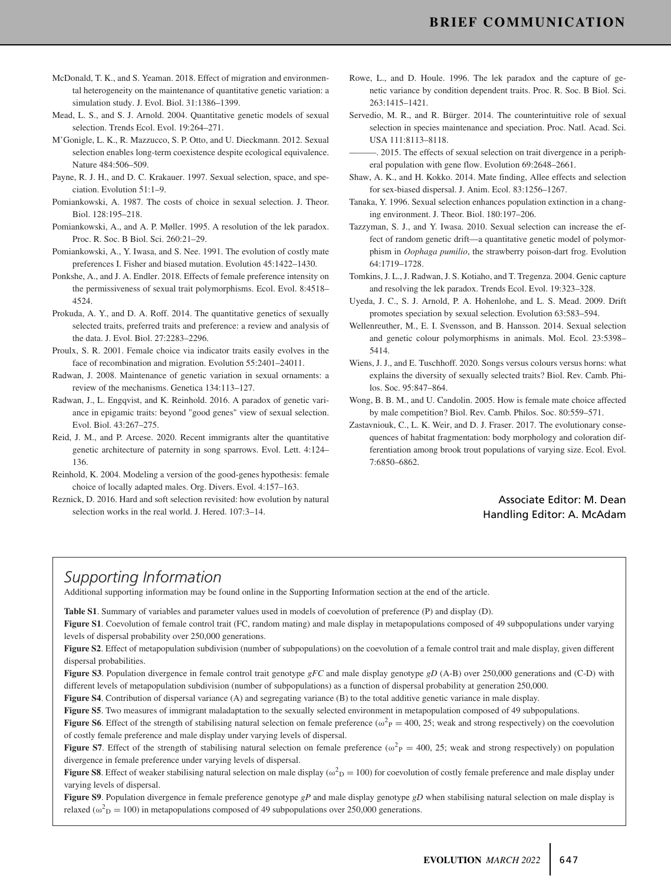McDonald, T. K., and S. Yeaman. 2018. Effect of migration and environmental heterogeneity on the maintenance of quantitative genetic variation: a simulation study. J. Evol. Biol. 31:1386–1399.

Mead, L. S., and S. J. Arnold. 2004. Quantitative genetic models of sexual selection. Trends Ecol. Evol. 19:264–271.

M'Gonigle, L. K., R. Mazzucco, S. P. Otto, and U. Dieckmann. 2012. Sexual selection enables long-term coexistence despite ecological equivalence. Nature 484:506–509.

Payne, R. J. H., and D. C. Krakauer. 1997. Sexual selection, space, and speciation. Evolution 51:1–9.

Pomiankowski, A. 1987. The costs of choice in sexual selection. J. Theor. Biol. 128:195–218.

Pomiankowski, A., and A. P. Møller. 1995. A resolution of the lek paradox. Proc. R. Soc. B Biol. Sci. 260:21–29.

Pomiankowski, A., Y. Iwasa, and S. Nee. 1991. The evolution of costly mate preferences I. Fisher and biased mutation. Evolution 45:1422–1430.

Ponkshe, A., and J. A. Endler. 2018. Effects of female preference intensity on the permissiveness of sexual trait polymorphisms. Ecol. Evol. 8:4518–4524.

Prokuda, A. Y., and D. A. Roff. 2014. The quantitative genetics of sexually selected traits, preferred traits and preference: a review and analysis of the data. J. Evol. Biol. 27:2283–2296.

Proulx, S. R. 2001. Female choice via indicator traits easily evolves in the face of recombination and migration. Evolution 55:2401–24011.

Radwan, J. 2008. Maintenance of genetic variation in sexual ornaments: a review of the mechanisms. Genetica 134:113–127.

Radwan, J., L. Engqvist, and K. Reinhold. 2016. A paradox of genetic variance in epigamic traits: beyond "good genes" view of sexual selection. Evol. Biol. 43:267–275.

Reid, J. M., and P. Arcese. 2020. Recent immigrants alter the quantitative genetic architecture of paternity in song sparrows. Evol. Lett. 4:124–136.

Reinhold, K. 2004. Modeling a version of the good-genes hypothesis: female choice of locally adapted males. Org. Divers. Evol. 4:157–163.

Reznick, D. 2016. Hard and soft selection revisited: how evolution by natural selection works in the real world. J. Hered. 107:3–14.

Rowe, L., and D. Houle. 1996. The lek paradox and the capture of genetic variance by condition dependent traits. Proc. R. Soc. B Biol. Sci. 263:1415–1421.

Servedio, M. R., and R. Bürger. 2014. The counterintuitive role of sexual selection in species maintenance and speciation. Proc. Natl. Acad. Sci. USA 111:8113–8118.

———. 2015. The effects of sexual selection on trait divergence in a peripheral population with gene flow. Evolution 69:2648–2661.

Shaw, A. K., and H. Kokko. 2014. Mate finding, Allee effects and selection for sex-biased dispersal. J. Anim. Ecol. 83:1256–1267.

Tanaka, Y. 1996. Sexual selection enhances population extinction in a changing environment. J. Theor. Biol. 180:197–206.

Tazzyman, S. J., and Y. Iwasa. 2010. Sexual selection can increase the effect of random genetic drift—a quantitative genetic model of polymorphism in *Oophaga pumilio*, the strawberry poison-dart frog. Evolution 64:1719–1728.

Tomkins, J. L., J. Radwan, J. S. Kotiaho, and T. Tregenza. 2004. Genic capture and resolving the lek paradox. Trends Ecol. Evol. 19:323–328.

Uyeda, J. C., S. J. Arnold, P. A. Hohenlohe, and L. S. Mead. 2009. Drift promotes speciation by sexual selection. Evolution 63:583–594.

Wellenreuther, M., E. I. Svensson, and B. Hansson. 2014. Sexual selection and genetic colour polymorphisms in animals. Mol. Ecol. 23:5398–5414.

Wiens, J. J., and E. Tuschhoff. 2020. Songs versus colours versus horns: what explains the diversity of sexually selected traits? Biol. Rev. Camb. Philos. Soc. 95:847–864.

Wong, B. B. M., and U. Candolin. 2005. How is female mate choice affected by male competition? Biol. Rev. Camb. Philos. Soc. 80:559–571.

Zastavniouk, C., L. K. Weir, and D. J. Fraser. 2017. The evolutionary consequences of habitat fragmentation: body morphology and coloration differentiation among brook trout populations of varying size. Ecol. Evol. 7:6850–6862.

Associate Editor: M. Dean
Handling Editor: A. McAdam

## Supporting Information

Additional supporting information may be found online in the Supporting Information section at the end of the article.

**Table S1**. Summary of variables and parameter values used in models of coevolution of preference (P) and display (D).

**Figure S1**. Coevolution of female control trait (FC, random mating) and male display in metapopulations composed of 49 subpopulations under varying levels of dispersal probability over 250,000 generations.

**Figure S2**. Effect of metapopulation subdivision (number of subpopulations) on the coevolution of a female control trait and male display, given different dispersal probabilities.

**Figure S3**. Population divergence in female control trait genotype *gFC* and male display genotype *gD* (A-B) over 250,000 generations and (C-D) with different levels of metapopulation subdivision (number of subpopulations) as a function of dispersal probability at generation 250,000.

**Figure S4**. Contribution of dispersal variance (A) and segregating variance (B) to the total additive genetic variance in male display.

**Figure S5**. Two measures of immigrant maladaptation to the sexually selected environment in metapopulation composed of 49 subpopulations.

**Figure S6**. Effect of the strength of stabilising natural selection on female preference ($\omega^2_P = 400, 25$; weak and strong respectively) on the coevolution of costly female preference and male display under varying levels of dispersal.

**Figure S7**. Effect of the strength of stabilising natural selection on female preference ($\omega^2_P = 400, 25$; weak and strong respectively) on population divergence in female preference under varying levels of dispersal.

**Figure S8**. Effect of weaker stabilising natural selection on male display ($\omega^2_D = 100$) for coevolution of costly female preference and male display under varying levels of dispersal.

**Figure S9**. Population divergence in female preference genotype *gP* and male display genotype *gD* when stabilising natural selection on male display is relaxed ($\omega^2_D = 100$) in metapopulations composed of 49 subpopulations over 250,000 generations.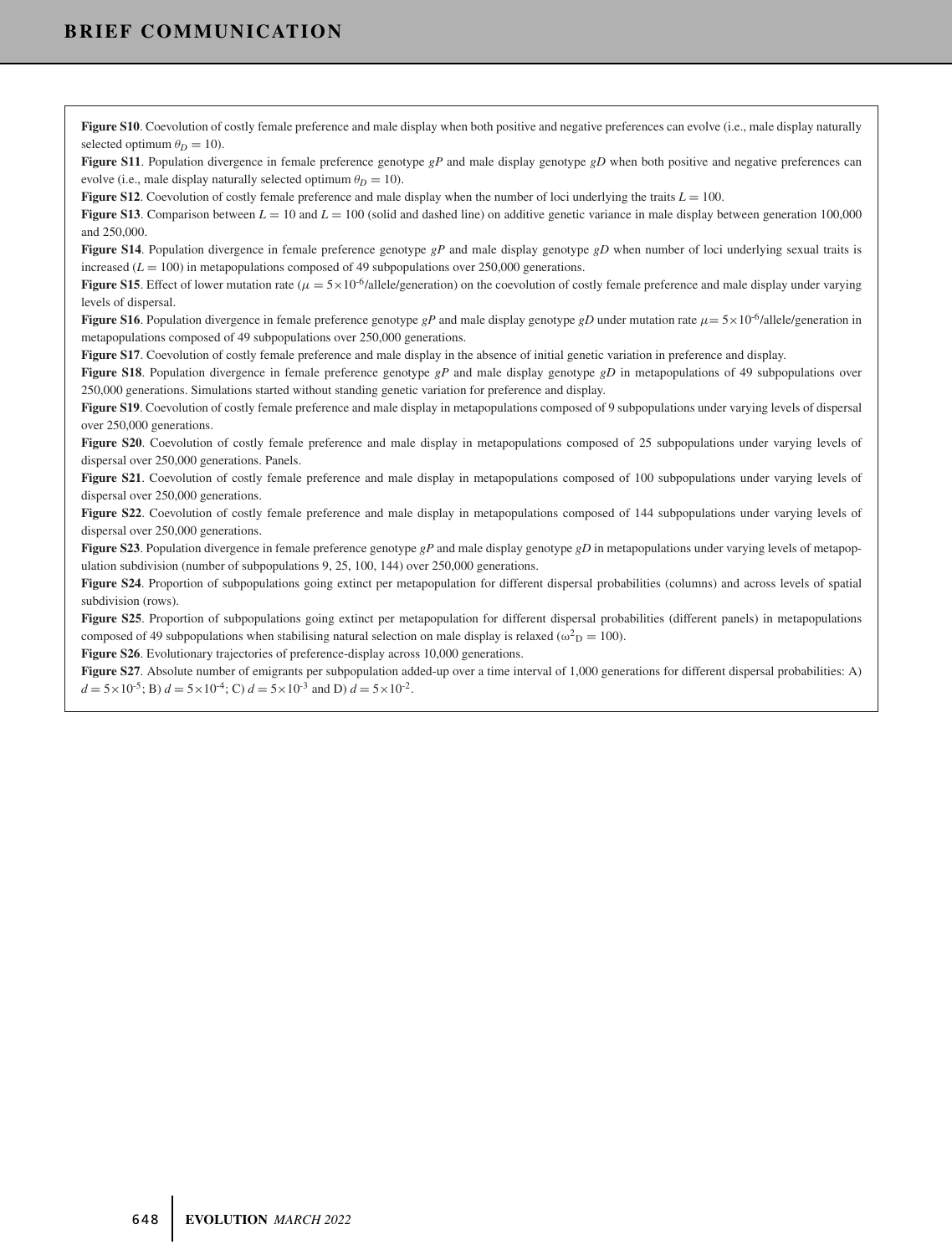**Figure S10**. Coevolution of costly female preference and male display when both positive and negative preferences can evolve (i.e., male display naturally selected optimum $\theta_D = 10$).

**Figure S11**. Population divergence in female preference genotype *gP* and male display genotype *gD* when both positive and negative preferences can evolve (i.e., male display naturally selected optimum $\theta_D = 10$).

**Figure S12**. Coevolution of costly female preference and male display when the number of loci underlying the traits $L = 100$.

**Figure S13**. Comparison between $L = 10$ and $L = 100$ (solid and dashed line) on additive genetic variance in male display between generation 100,000 and 250,000.

**Figure S14**. Population divergence in female preference genotype *gP* and male display genotype *gD* when number of loci underlying sexual traits is increased ($L = 100$) in metapopulations composed of 49 subpopulations over 250,000 generations.

**Figure S15**. Effect of lower mutation rate ($\mu = 5\times10^{-6}$/allele/generation) on the coevolution of costly female preference and male display under varying levels of dispersal.

**Figure S16**. Population divergence in female preference genotype *gP* and male display genotype *gD* under mutation rate $\mu = 5\times10^{-6}$/allele/generation in metapopulations composed of 49 subpopulations over 250,000 generations.

**Figure S17**. Coevolution of costly female preference and male display in the absence of initial genetic variation in preference and display.

**Figure S18**. Population divergence in female preference genotype *gP* and male display genotype *gD* in metapopulations of 49 subpopulations over 250,000 generations. Simulations started without standing genetic variation for preference and display.

**Figure S19**. Coevolution of costly female preference and male display in metapopulations composed of 9 subpopulations under varying levels of dispersal over 250,000 generations.

**Figure S20**. Coevolution of costly female preference and male display in metapopulations composed of 25 subpopulations under varying levels of dispersal over 250,000 generations. Panels.

**Figure S21**. Coevolution of costly female preference and male display in metapopulations composed of 100 subpopulations under varying levels of dispersal over 250,000 generations.

**Figure S22**. Coevolution of costly female preference and male display in metapopulations composed of 144 subpopulations under varying levels of dispersal over 250,000 generations.

**Figure S23**. Population divergence in female preference genotype *gP* and male display genotype *gD* in metapopulations under varying levels of metapopulation subdivision (number of subpopulations 9, 25, 100, 144) over 250,000 generations.

**Figure S24**. Proportion of subpopulations going extinct per metapopulation for different dispersal probabilities (columns) and across levels of spatial subdivision (rows).

**Figure S25**. Proportion of subpopulations going extinct per metapopulation for different dispersal probabilities (different panels) in metapopulations composed of 49 subpopulations when stabilising natural selection on male display is relaxed ($\omega^2_D = 100$).

**Figure S26**. Evolutionary trajectories of preference-display across 10,000 generations.

**Figure S27**. Absolute number of emigrants per subpopulation added-up over a time interval of 1,000 generations for different dispersal probabilities: A) $d = 5\times10^{-5}$; B) $d = 5\times10^{-4}$; C) $d = 5\times10^{-3}$ and D) $d = 5\times10^{-2}$.